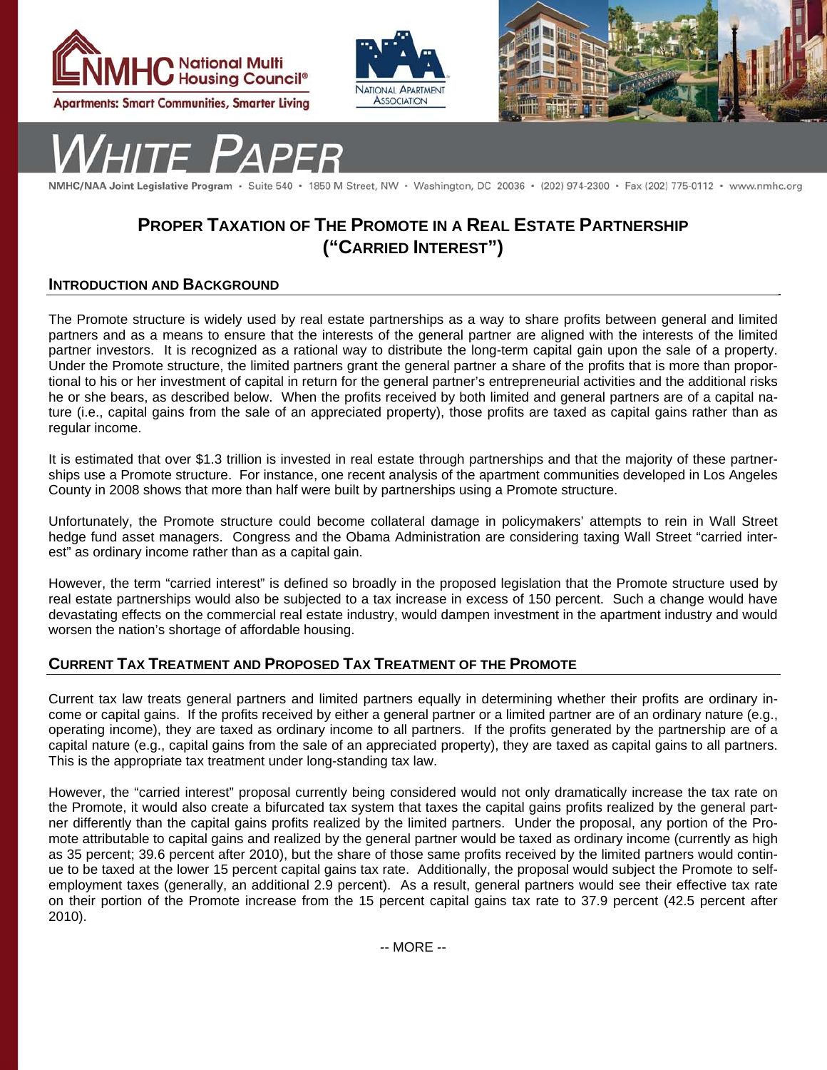NMHC National Multi Housing Council®

Apartments: Smart Communities, Smarter Living

National Apartment Association

# WHITE PAPER

NMHC/NAA Joint Legislative Program · Suite 540 · 1850 M Street, NW · Washington, DC 20036 · (202) 974-2300 · Fax (202) 775-0112 · www.nmhc.org

## PROPER TAXATION OF THE PROMOTE IN A REAL ESTATE PARTNERSHIP ("CARRIED INTEREST")

### INTRODUCTION AND BACKGROUND

The Promote structure is widely used by real estate partnerships as a way to share profits between general and limited partners and as a means to ensure that the interests of the general partner are aligned with the interests of the limited partner investors. It is recognized as a rational way to distribute the long-term capital gain upon the sale of a property. Under the Promote structure, the limited partners grant the general partner a share of the profits that is more than proportional to his or her investment of capital in return for the general partner's entrepreneurial activities and the additional risks he or she bears, as described below. When the profits received by both limited and general partners are of a capital nature (i.e., capital gains from the sale of an appreciated property), those profits are taxed as capital gains rather than as regular income.

It is estimated that over $1.3 trillion is invested in real estate through partnerships and that the majority of these partnerships use a Promote structure. For instance, one recent analysis of the apartment communities developed in Los Angeles County in 2008 shows that more than half were built by partnerships using a Promote structure.

Unfortunately, the Promote structure could become collateral damage in policymakers' attempts to rein in Wall Street hedge fund asset managers. Congress and the Obama Administration are considering taxing Wall Street "carried interest" as ordinary income rather than as a capital gain.

However, the term "carried interest" is defined so broadly in the proposed legislation that the Promote structure used by real estate partnerships would also be subjected to a tax increase in excess of 150 percent. Such a change would have devastating effects on the commercial real estate industry, would dampen investment in the apartment industry and would worsen the nation's shortage of affordable housing.

### CURRENT TAX TREATMENT AND PROPOSED TAX TREATMENT OF THE PROMOTE

Current tax law treats general partners and limited partners equally in determining whether their profits are ordinary income or capital gains. If the profits received by either a general partner or a limited partner are of an ordinary nature (e.g., operating income), they are taxed as ordinary income to all partners. If the profits generated by the partnership are of a capital nature (e.g., capital gains from the sale of an appreciated property), they are taxed as capital gains to all partners. This is the appropriate tax treatment under long-standing tax law.

However, the "carried interest" proposal currently being considered would not only dramatically increase the tax rate on the Promote, it would also create a bifurcated tax system that taxes the capital gains profits realized by the general partner differently than the capital gains profits realized by the limited partners. Under the proposal, any portion of the Promote attributable to capital gains and realized by the general partner would be taxed as ordinary income (currently as high as 35 percent; 39.6 percent after 2010), but the share of those same profits received by the limited partners would continue to be taxed at the lower 15 percent capital gains tax rate. Additionally, the proposal would subject the Promote to self-employment taxes (generally, an additional 2.9 percent). As a result, general partners would see their effective tax rate on their portion of the Promote increase from the 15 percent capital gains tax rate to 37.9 percent (42.5 percent after 2010).

-- MORE --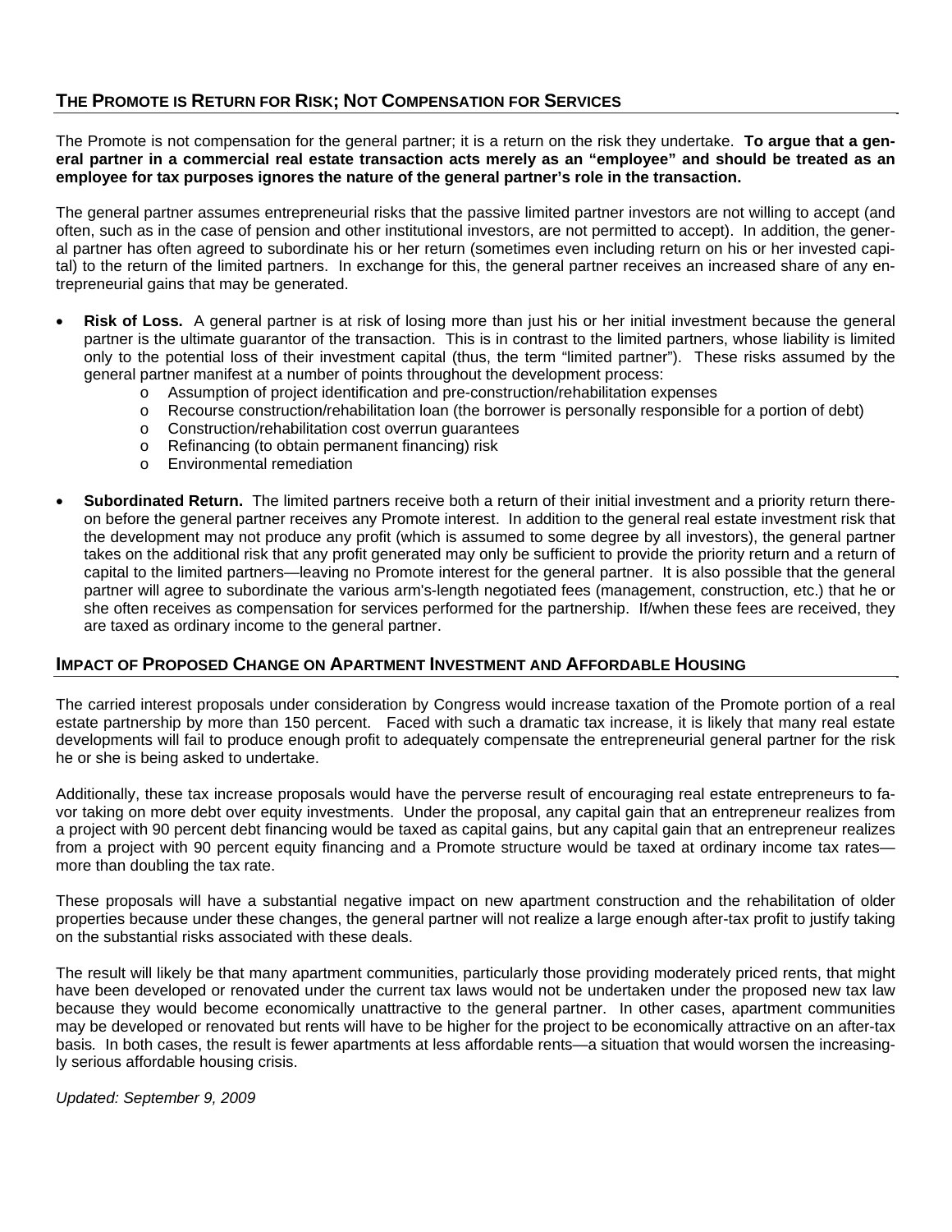## The Promote is Return for Risk; Not Compensation for Services

The Promote is not compensation for the general partner; it is a return on the risk they undertake. **To argue that a general partner in a commercial real estate transaction acts merely as an "employee" and should be treated as an employee for tax purposes ignores the nature of the general partner's role in the transaction.**

The general partner assumes entrepreneurial risks that the passive limited partner investors are not willing to accept (and often, such as in the case of pension and other institutional investors, are not permitted to accept). In addition, the general partner has often agreed to subordinate his or her return (sometimes even including return on his or her invested capital) to the return of the limited partners. In exchange for this, the general partner receives an increased share of any entrepreneurial gains that may be generated.

- **Risk of Loss.** A general partner is at risk of losing more than just his or her initial investment because the general partner is the ultimate guarantor of the transaction. This is in contrast to the limited partners, whose liability is limited only to the potential loss of their investment capital (thus, the term "limited partner"). These risks assumed by the general partner manifest at a number of points throughout the development process:
    - Assumption of project identification and pre-construction/rehabilitation expenses
    - Recourse construction/rehabilitation loan (the borrower is personally responsible for a portion of debt)
    - Construction/rehabilitation cost overrun guarantees
    - Refinancing (to obtain permanent financing) risk
    - Environmental remediation

- **Subordinated Return.** The limited partners receive both a return of their initial investment and a priority return thereon before the general partner receives any Promote interest. In addition to the general real estate investment risk that the development may not produce any profit (which is assumed to some degree by all investors), the general partner takes on the additional risk that any profit generated may only be sufficient to provide the priority return and a return of capital to the limited partners—leaving no Promote interest for the general partner. It is also possible that the general partner will agree to subordinate the various arm's-length negotiated fees (management, construction, etc.) that he or she often receives as compensation for services performed for the partnership. If/when these fees are received, they are taxed as ordinary income to the general partner.

## Impact of Proposed Change on Apartment Investment and Affordable Housing

The carried interest proposals under consideration by Congress would increase taxation of the Promote portion of a real estate partnership by more than 150 percent. Faced with such a dramatic tax increase, it is likely that many real estate developments will fail to produce enough profit to adequately compensate the entrepreneurial general partner for the risk he or she is being asked to undertake.

Additionally, these tax increase proposals would have the perverse result of encouraging real estate entrepreneurs to favor taking on more debt over equity investments. Under the proposal, any capital gain that an entrepreneur realizes from a project with 90 percent debt financing would be taxed as capital gains, but any capital gain that an entrepreneur realizes from a project with 90 percent equity financing and a Promote structure would be taxed at ordinary income tax rates—more than doubling the tax rate.

These proposals will have a substantial negative impact on new apartment construction and the rehabilitation of older properties because under these changes, the general partner will not realize a large enough after-tax profit to justify taking on the substantial risks associated with these deals.

The result will likely be that many apartment communities, particularly those providing moderately priced rents, that might have been developed or renovated under the current tax laws would not be undertaken under the proposed new tax law because they would become economically unattractive to the general partner. In other cases, apartment communities may be developed or renovated but rents will have to be higher for the project to be economically attractive on an after-tax basis. In both cases, the result is fewer apartments at less affordable rents—a situation that would worsen the increasingly serious affordable housing crisis.

*Updated: September 9, 2009*